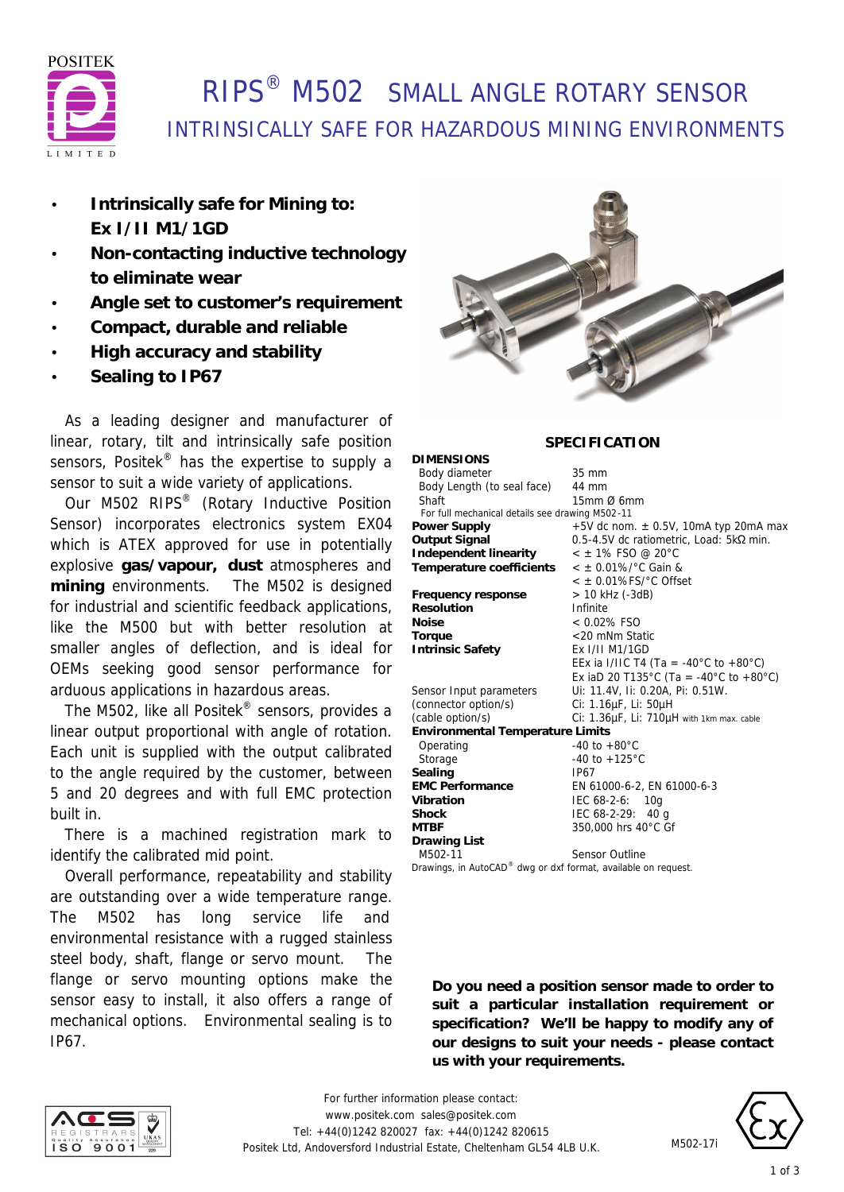# RIPS® M502 SMALL ANGLE ROTARY SENSOR

## INTRINSICALLY SAFE FOR HAZARDOUS MINING ENVIRONMENTS

- **Intrinsically safe for Mining to: Ex I/II M1/1GD**
- **Non-contacting inductive technology to eliminate wear**
- **Angle set to customer's requirement**
- **Compact, durable and reliable**
- **High accuracy and stability**
- **Sealing to IP67**

As a leading designer and manufacturer of linear, rotary, tilt and intrinsically safe position sensors, Positek® has the expertise to supply a sensor to suit a wide variety of applications.

Our M502 RIPS® (Rotary Inductive Position Sensor) incorporates electronics system EX04 which is ATEX approved for use in potentially explosive **gas/vapour, dust** atmospheres and **mining** environments. The M502 is designed for industrial and scientific feedback applications, like the M500 but with better resolution at smaller angles of deflection, and is ideal for OEMs seeking good sensor performance for arduous applications in hazardous areas.

The M502, like all Positek® sensors, provides a linear output proportional with angle of rotation. Each unit is supplied with the output calibrated to the angle required by the customer, between 5 and 20 degrees and with full EMC protection built in.

There is a machined registration mark to identify the calibrated mid point.

Overall performance, repeatability and stability are outstanding over a wide temperature range. The M502 has long service life and environmental resistance with a rugged stainless steel body, shaft, flange or servo mount. The flange or servo mounting options make the sensor easy to install, it also offers a range of mechanical options. Environmental sealing is to IP67.

## SPECIFICATION

| | |
|---|---|
| **DIMENSIONS** | |
| Body diameter | 35 mm |
| Body Length (to seal face) | 44 mm |
| Shaft | 15mm Ø 6mm |
| For full mechanical details see drawing M502-11 | |
| **Power Supply** | +5V dc nom. ± 0.5V, 10mA typ 20mA max |
| **Output Signal** | 0.5-4.5V dc ratiometric, Load: 5kΩ min. |
| **Independent linearity** | < ± 1% FSO @ 20°C |
| **Temperature coefficients** | < ± 0.01%/°C Gain & |
| | < ± 0.01%FS/°C Offset |
| **Frequency response** | > 10 kHz (-3dB) |
| **Resolution** | Infinite |
| **Noise** | < 0.02% FSO |
| **Torque** | <20 mNm Static |
| **Intrinsic Safety** | Ex I/II M1/1GD |
| | EEx ia I/IIC T4 (Ta = -40°C to +80°C) |
| | Ex iaD 20 T135°C (Ta = -40°C to +80°C) |
| Sensor Input parameters | Ui: 11.4V, Ii: 0.20A, Pi: 0.51W. |
| (connector option/s) | Ci: 1.16µF, Li: 50µH |
| (cable option/s) | Ci: 1.36µF, Li: 710µH with 1km max. cable |
| **Environmental Temperature Limits** | |
| Operating | -40 to +80°C |
| Storage | -40 to +125°C |
| **Sealing** | IP67 |
| **EMC Performance** | EN 61000-6-2, EN 61000-6-3 |
| **Vibration** | IEC 68-2-6: 10g |
| **Shock** | IEC 68-2-29: 40 g |
| **MTBF** | 350,000 hrs 40°C Gf |
| **Drawing List** | |
| M502-11 | Sensor Outline |

Drawings, in AutoCAD® dwg or dxf format, available on request.

**Do you need a position sensor made to order to suit a particular installation requirement or specification? We'll be happy to modify any of our designs to suit your needs - please contact us with your requirements.**

For further information please contact:
www.positek.com sales@positek.com
Tel: +44(0)1242 820027 fax: +44(0)1242 820615
Positek Ltd, Andoversford Industrial Estate, Cheltenham GL54 4LB U.K.

M502-17i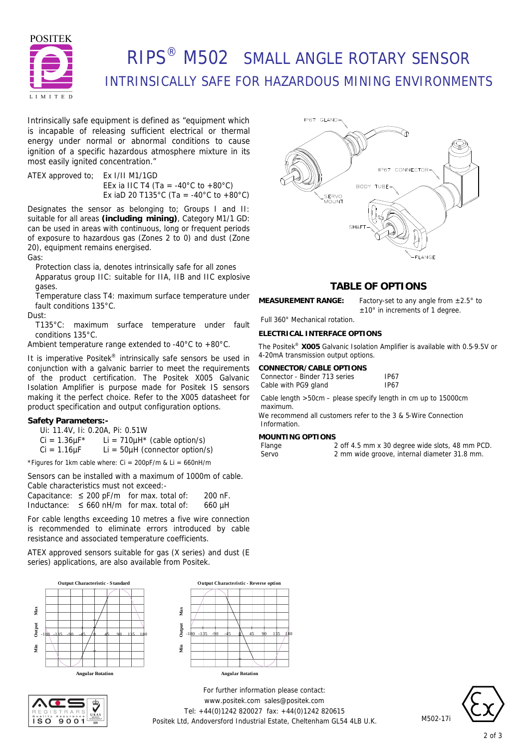# RIPS® M502 SMALL ANGLE ROTARY SENSOR

## INTRINSICALLY SAFE FOR HAZARDOUS MINING ENVIRONMENTS

Intrinsically safe equipment is defined as "equipment which is incapable of releasing sufficient electrical or thermal energy under normal or abnormal conditions to cause ignition of a specific hazardous atmosphere mixture in its most easily ignited concentration."

ATEX approved to; Ex I/II M1/1GD
EEx ia IIC T4 (Ta = -40°C to +80°C)
Ex iaD 20 T135°C (Ta = -40°C to +80°C)

Designates the sensor as belonging to; Groups I and II: suitable for all areas **(including mining)**, Category M1/1 GD: can be used in areas with continuous, long or frequent periods of exposure to hazardous gas (Zones 2 to 0) and dust (Zone 20), equipment remains energised.

Gas:

- Protection class ia, denotes intrinsically safe for all zones
- Apparatus group IIC: suitable for IIA, IIB and IIC explosive gases.
- Temperature class T4: maximum surface temperature under fault conditions 135°C.

Dust:

- T135°C: maximum surface temperature under fault conditions 135°C.

Ambient temperature range extended to -40°C to +80°C.

It is imperative Positek® intrinsically safe sensors be used in conjunction with a galvanic barrier to meet the requirements of the product certification. The Positek X005 Galvanic Isolation Amplifier is purpose made for Positek IS sensors making it the perfect choice. Refer to the X005 datasheet for product specification and output configuration options.

**Safety Parameters:-**

Ui: 11.4V, Ii: 0.20A, Pi: 0.51W
Ci = 1.36µF* Li = 710µH* (cable option/s)
Ci = 1.16µF Li = 50µH (connector option/s)

*Figures for 1km cable where: Ci = 200pF/m & Li = 660nH/m

Sensors can be installed with a maximum of 1000m of cable. Cable characteristics must not exceed:-

| | | | |
|---|---|---|---|
| Capacitance: | ≤ 200 pF/m | for max. total of: | 200 nF. |
| Inductance: | ≤ 660 nH/m | for max. total of: | 660 µH |

For cable lengths exceeding 10 metres a five wire connection is recommended to eliminate errors introduced by cable resistance and associated temperature coefficients.

ATEX approved sensors suitable for gas (X series) and dust (E series) applications, are also available from Positek.

IP67 GLAND, IP67 CONNECTOR, BODY TUBE, SERVO MOUNT, SHAFT, FLANGE

## TABLE OF OPTIONS

**MEASUREMENT RANGE:** Factory-set to any angle from ±2.5° to ±10° in increments of 1 degree.

Full 360° Mechanical rotation.

**ELECTRICAL INTERFACE OPTIONS**

The Positek® **X005** Galvanic Isolation Amplifier is available with 0.5-9.5V or 4-20mA transmission output options.

**CONNECTOR/CABLE OPTIONS**

| | |
|---|---|
| Connector - Binder 713 series | IP67 |
| Cable with PG9 gland | IP67 |

Cable length >50cm – please specify length in cm up to 15000cm maximum.

We recommend all customers refer to the 3 & 5-Wire Connection Information.

**MOUNTING OPTIONS**

| | |
|---|---|
| Flange | 2 off 4.5 mm x 30 degree wide slots, 48 mm PCD. |
| Servo | 2 mm wide groove, internal diameter 31.8 mm. |

**Output Characteristic - Standard**

Max / Output / Min; -180 -135 -90 -45 0 45 90 135 180; Angular Rotation

**Output Characteristic - Reverse option**

Max / Output / Min; -180 -135 -90 -45 0 45 90 135 180; Angular Rotation

For further information please contact:
www.positek.com sales@positek.com
Tel: +44(0)1242 820027 fax: +44(0)1242 820615
Positek Ltd, Andoversford Industrial Estate, Cheltenham GL54 4LB U.K.

M502-17i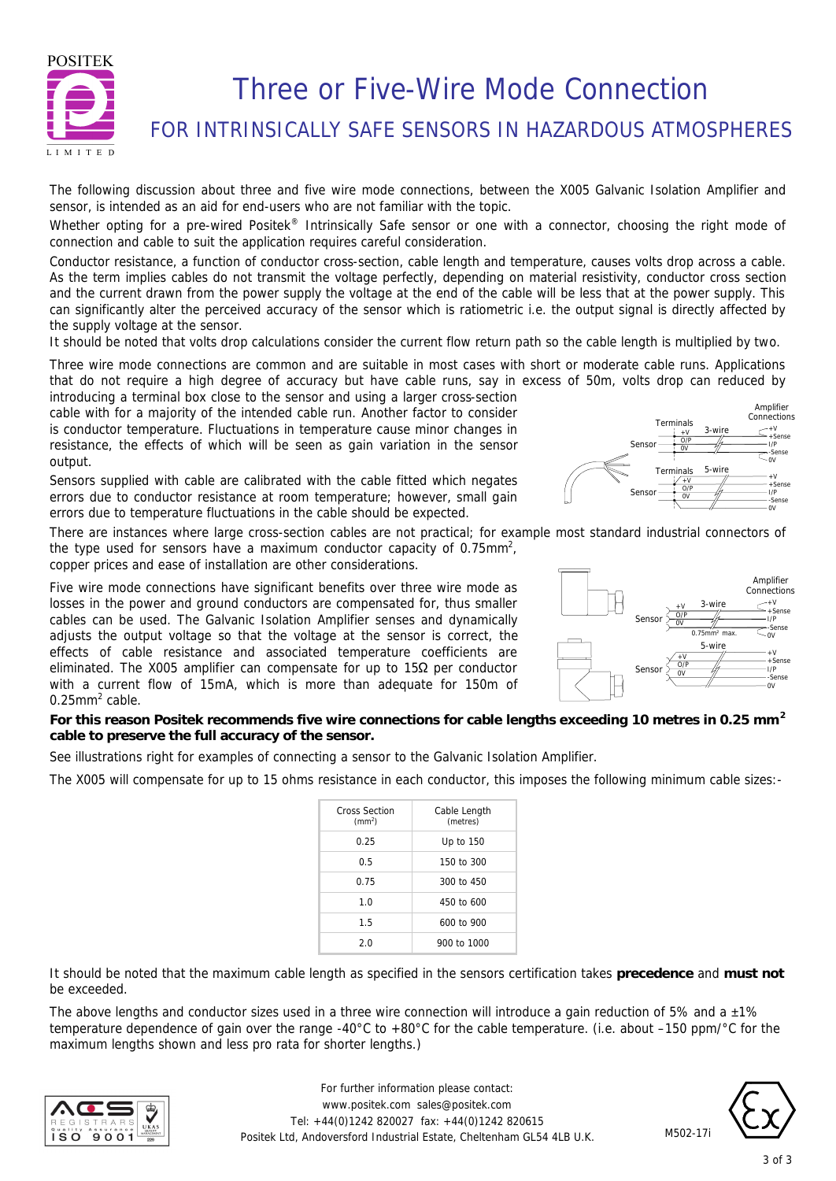# Three or Five-Wire Mode Connection

## FOR INTRINSICALLY SAFE SENSORS IN HAZARDOUS ATMOSPHERES

The following discussion about three and five wire mode connections, between the X005 Galvanic Isolation Amplifier and sensor, is intended as an aid for end-users who are not familiar with the topic.

Whether opting for a pre-wired Positek® Intrinsically Safe sensor or one with a connector, choosing the right mode of connection and cable to suit the application requires careful consideration.

Conductor resistance, a function of conductor cross-section, cable length and temperature, causes volts drop across a cable. As the term implies cables do not transmit the voltage perfectly, depending on material resistivity, conductor cross section and the current drawn from the power supply the voltage at the end of the cable will be less that at the power supply. This can significantly alter the perceived accuracy of the sensor which is ratiometric i.e. the output signal is directly affected by the supply voltage at the sensor.

It should be noted that volts drop calculations consider the current flow return path so the cable length is multiplied by two.

Three wire mode connections are common and are suitable in most cases with short or moderate cable runs. Applications that do not require a high degree of accuracy but have cable runs, say in excess of 50m, volts drop can reduced by introducing a terminal box close to the sensor and using a larger cross-section cable with for a majority of the intended cable run. Another factor to consider is conductor temperature. Fluctuations in temperature cause minor changes in resistance, the effects of which will be seen as gain variation in the sensor output.

Sensors supplied with cable are calibrated with the cable fitted which negates errors due to conductor resistance at room temperature; however, small gain errors due to temperature fluctuations in the cable should be expected.

Amplifier Connections
Terminals
3-wire
Sensor
+V
O/P
0V
+V
+Sense
I/P
-Sense
0V
Terminals
5-wire
Sensor
+V
O/P
0V
+V
+Sense
I/P
-Sense
0V

There are instances where large cross-section cables are not practical; for example most standard industrial connectors of the type used for sensors have a maximum conductor capacity of 0.75mm², copper prices and ease of installation are other considerations.

Five wire mode connections have significant benefits over three wire mode as losses in the power and ground conductors are compensated for, thus smaller cables can be used. The Galvanic Isolation Amplifier senses and dynamically adjusts the output voltage so that the voltage at the sensor is correct, the effects of cable resistance and associated temperature coefficients are eliminated. The X005 amplifier can compensate for up to 15Ω per conductor with a current flow of 15mA, which is more than adequate for 150m of 0.25mm² cable.

Amplifier Connections
3-wire
Sensor
+V
O/P
0V
0.75mm² max.
+V
+Sense
I/P
-Sense
0V
5-wire
Sensor
+V
O/P
0V
+V
+Sense
I/P
-Sense
0V

**For this reason Positek recommends five wire connections for cable lengths exceeding 10 metres in 0.25 mm² cable to preserve the full accuracy of the sensor.**

See illustrations right for examples of connecting a sensor to the Galvanic Isolation Amplifier.

The X005 will compensate for up to 15 ohms resistance in each conductor, this imposes the following minimum cable sizes:-

| Cross Section (mm²) | Cable Length (metres) |
|---|---|
| 0.25 | Up to 150 |
| 0.5 | 150 to 300 |
| 0.75 | 300 to 450 |
| 1.0 | 450 to 600 |
| 1.5 | 600 to 900 |
| 2.0 | 900 to 1000 |

It should be noted that the maximum cable length as specified in the sensors certification takes **precedence** and **must not** be exceeded.

The above lengths and conductor sizes used in a three wire connection will introduce a gain reduction of 5% and a ±1% temperature dependence of gain over the range -40°C to +80°C for the cable temperature. (i.e. about –150 ppm/°C for the maximum lengths shown and less pro rata for shorter lengths.)

For further information please contact:
www.positek.com sales@positek.com
Tel: +44(0)1242 820027 fax: +44(0)1242 820615
Positek Ltd, Andoversford Industrial Estate, Cheltenham GL54 4LB U.K.

M502-17i